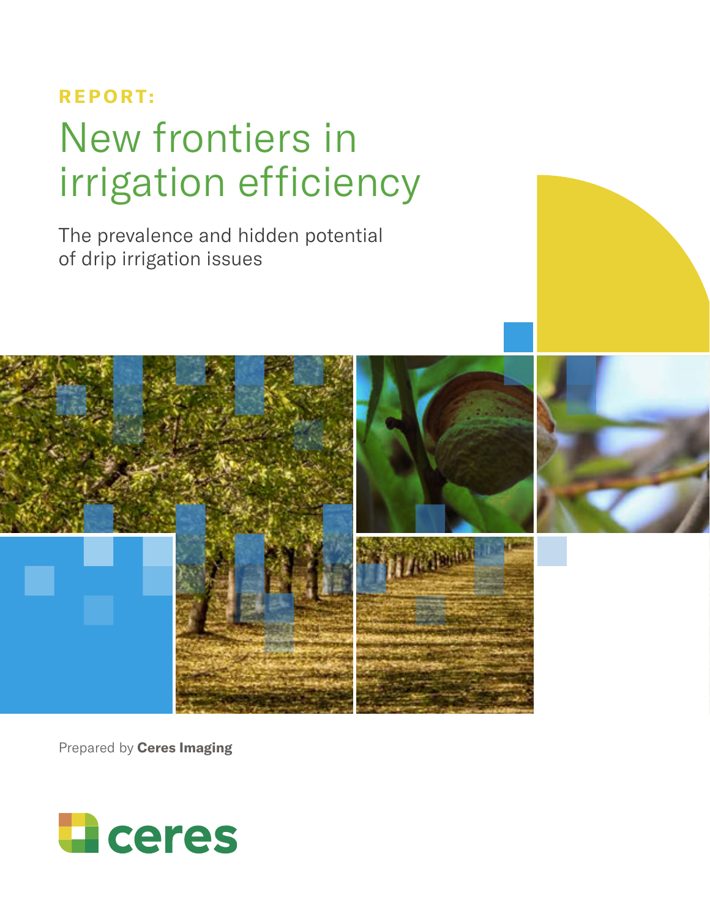**REPORT:**

# New frontiers in irrigation efficiency

## The prevalence and hidden potential of drip irrigation issues

Prepared by **Ceres Imaging**

ceres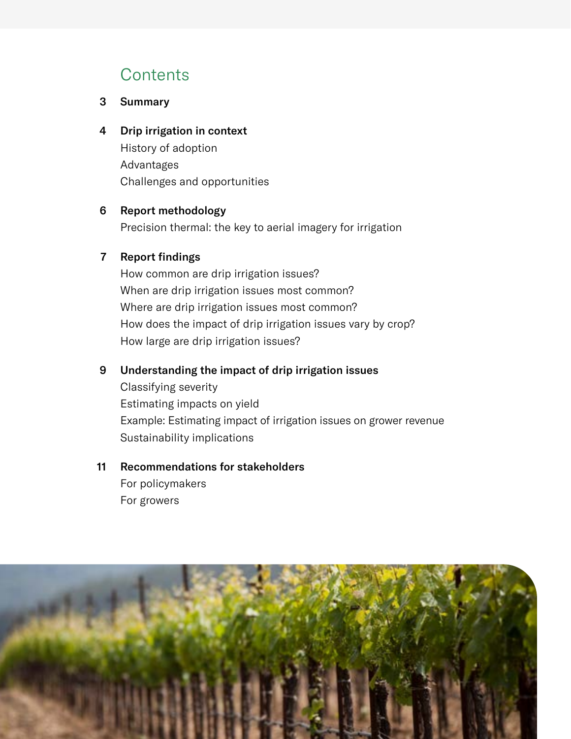# Contents

**3 Summary**

**4 Drip irrigation in context**

History of adoption

Advantages

Challenges and opportunities

**6 Report methodology**

Precision thermal: the key to aerial imagery for irrigation

**7 Report findings**

How common are drip irrigation issues?

When are drip irrigation issues most common?

Where are drip irrigation issues most common?

How does the impact of drip irrigation issues vary by crop?

How large are drip irrigation issues?

**9 Understanding the impact of drip irrigation issues**

Classifying severity

Estimating impacts on yield

Example: Estimating impact of irrigation issues on grower revenue

Sustainability implications

**11 Recommendations for stakeholders**

For policymakers

For growers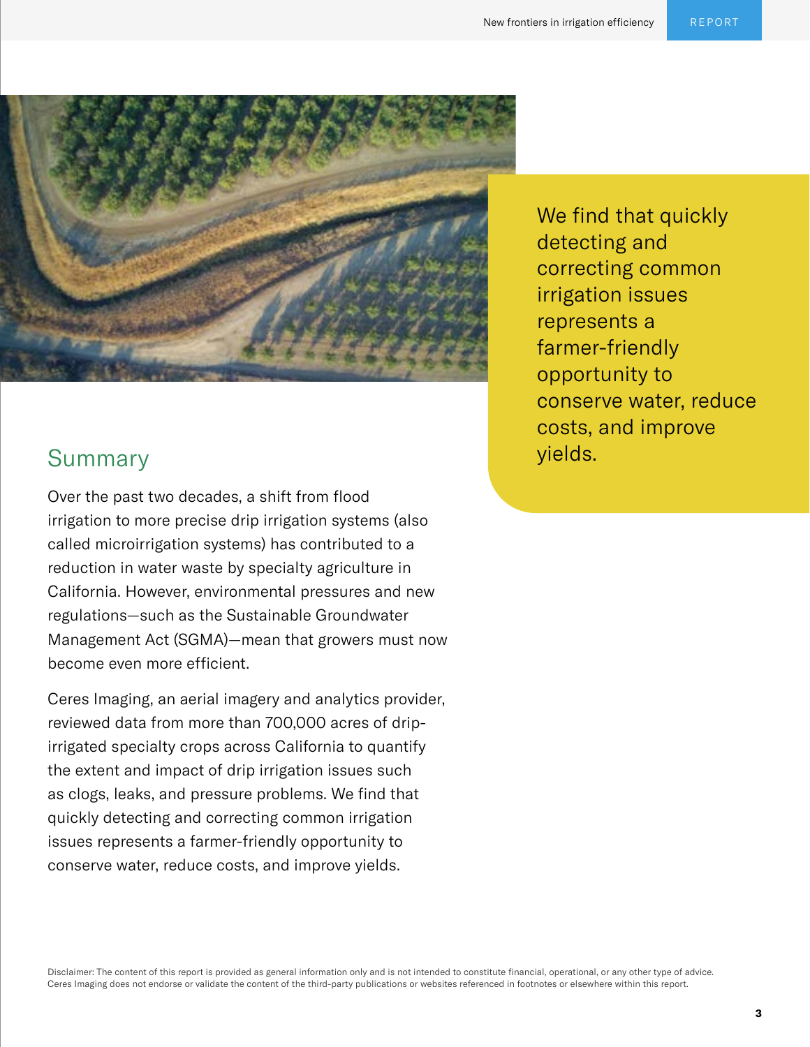We find that quickly detecting and correcting common irrigation issues represents a farmer-friendly opportunity to conserve water, reduce costs, and improve yields.

## Summary

Over the past two decades, a shift from flood irrigation to more precise drip irrigation systems (also called microirrigation systems) has contributed to a reduction in water waste by specialty agriculture in California. However, environmental pressures and new regulations—such as the Sustainable Groundwater Management Act (SGMA)—mean that growers must now become even more efficient.

Ceres Imaging, an aerial imagery and analytics provider, reviewed data from more than 700,000 acres of drip-irrigated specialty crops across California to quantify the extent and impact of drip irrigation issues such as clogs, leaks, and pressure problems. We find that quickly detecting and correcting common irrigation issues represents a farmer-friendly opportunity to conserve water, reduce costs, and improve yields.

Disclaimer: The content of this report is provided as general information only and is not intended to constitute financial, operational, or any other type of advice. Ceres Imaging does not endorse or validate the content of the third-party publications or websites referenced in footnotes or elsewhere within this report.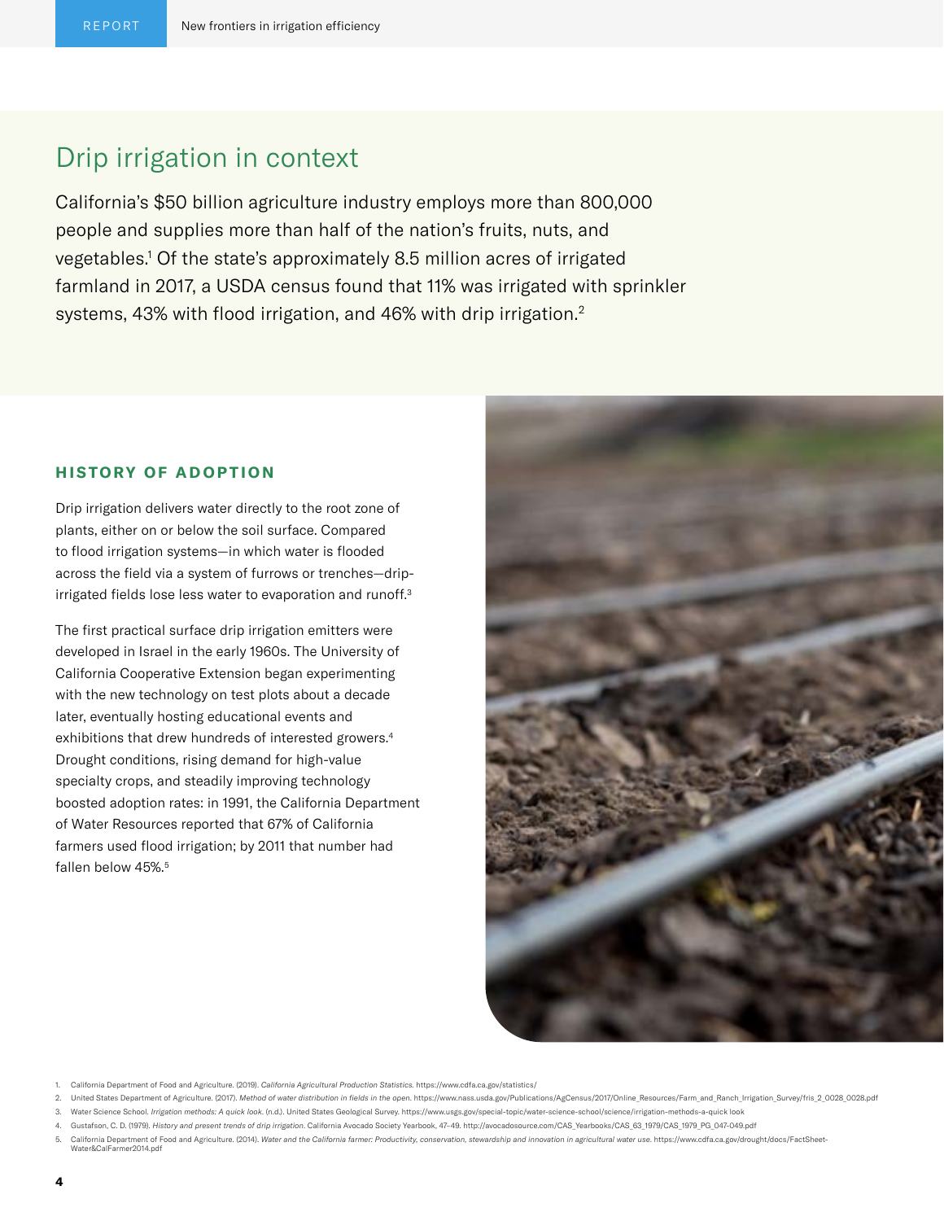## Drip irrigation in context

California's $50 billion agriculture industry employs more than 800,000 people and supplies more than half of the nation's fruits, nuts, and vegetables.[1] Of the state's approximately 8.5 million acres of irrigated farmland in 2017, a USDA census found that 11% was irrigated with sprinkler systems, 43% with flood irrigation, and 46% with drip irrigation.[2]

### HISTORY OF ADOPTION

Drip irrigation delivers water directly to the root zone of plants, either on or below the soil surface. Compared to flood irrigation systems—in which water is flooded across the field via a system of furrows or trenches—drip-irrigated fields lose less water to evaporation and runoff.[3]

The first practical surface drip irrigation emitters were developed in Israel in the early 1960s. The University of California Cooperative Extension began experimenting with the new technology on test plots about a decade later, eventually hosting educational events and exhibitions that drew hundreds of interested growers.[4] Drought conditions, rising demand for high-value specialty crops, and steadily improving technology boosted adoption rates: in 1991, the California Department of Water Resources reported that 67% of California farmers used flood irrigation; by 2011 that number had fallen below 45%.[5]

1. California Department of Food and Agriculture. (2019). *California Agricultural Production Statistics.* https://www.cdfa.ca.gov/statistics/
2. United States Department of Agriculture. (2017). *Method of water distribution in fields in the open.* https://www.nass.usda.gov/Publications/AgCensus/2017/Online_Resources/Farm_and_Ranch_Irrigation_Survey/fris_2_0028_0028.pdf
3. Water Science School. *Irrigation methods: A quick look.* (n.d.). United States Geological Survey. https://www.usgs.gov/special-topic/water-science-school/science/irrigation-methods-a-quick look
4. Gustafson, C. D. (1979). *History and present trends of drip irrigation.* California Avocado Society Yearbook, 47–49. http://avocadosource.com/CAS_Yearbooks/CAS_63_1979/CAS_1979_PG_047-049.pdf
5. California Department of Food and Agriculture. (2014). *Water and the California farmer: Productivity, conservation, stewardship and innovation in agricultural water use.* https://www.cdfa.ca.gov/drought/docs/FactSheet-Water&CalFarmer2014.pdf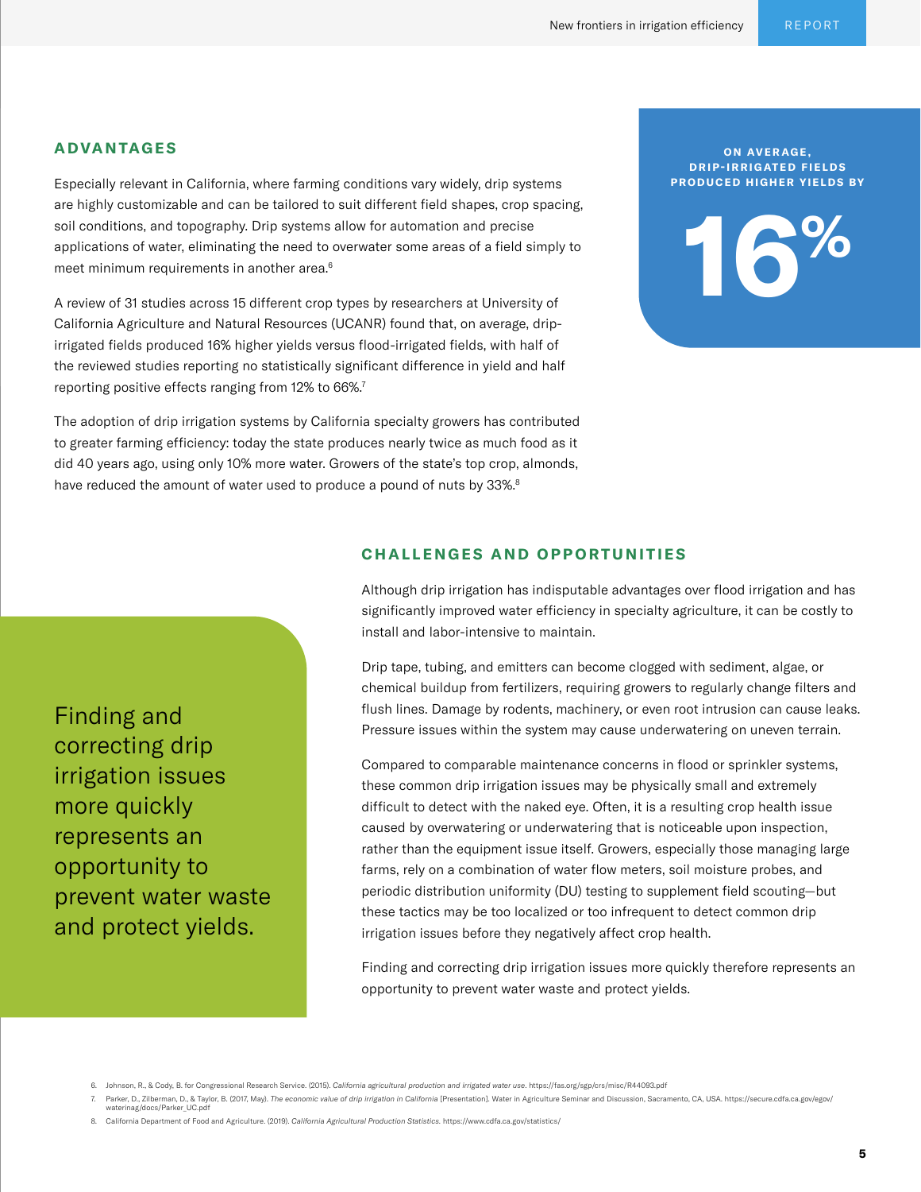## ADVANTAGES

Especially relevant in California, where farming conditions vary widely, drip systems are highly customizable and can be tailored to suit different field shapes, crop spacing, soil conditions, and topography. Drip systems allow for automation and precise applications of water, eliminating the need to overwater some areas of a field simply to meet minimum requirements in another area.[6]

A review of 31 studies across 15 different crop types by researchers at University of California Agriculture and Natural Resources (UCANR) found that, on average, drip-irrigated fields produced 16% higher yields versus flood-irrigated fields, with half of the reviewed studies reporting no statistically significant difference in yield and half reporting positive effects ranging from 12% to 66%.[7]

The adoption of drip irrigation systems by California specialty growers has contributed to greater farming efficiency: today the state produces nearly twice as much food as it did 40 years ago, using only 10% more water. Growers of the state's top crop, almonds, have reduced the amount of water used to produce a pound of nuts by 33%.[8]

**ON AVERAGE, DRIP-IRRIGATED FIELDS PRODUCED HIGHER YIELDS BY**

**16%**

## CHALLENGES AND OPPORTUNITIES

Although drip irrigation has indisputable advantages over flood irrigation and has significantly improved water efficiency in specialty agriculture, it can be costly to install and labor-intensive to maintain.

Drip tape, tubing, and emitters can become clogged with sediment, algae, or chemical buildup from fertilizers, requiring growers to regularly change filters and flush lines. Damage by rodents, machinery, or even root intrusion can cause leaks. Pressure issues within the system may cause underwatering on uneven terrain.

Compared to comparable maintenance concerns in flood or sprinkler systems, these common drip irrigation issues may be physically small and extremely difficult to detect with the naked eye. Often, it is a resulting crop health issue caused by overwatering or underwatering that is noticeable upon inspection, rather than the equipment issue itself. Growers, especially those managing large farms, rely on a combination of water flow meters, soil moisture probes, and periodic distribution uniformity (DU) testing to supplement field scouting—but these tactics may be too localized or too infrequent to detect common drip irrigation issues before they negatively affect crop health.

Finding and correcting drip irrigation issues more quickly therefore represents an opportunity to prevent water waste and protect yields.

> Finding and correcting drip irrigation issues more quickly represents an opportunity to prevent water waste and protect yields.

6. Johnson, R., & Cody, B. for Congressional Research Service. (2015). *California agricultural production and irrigated water use*. https://fas.org/sgp/crs/misc/R44093.pdf
7. Parker, D., Zilberman, D., & Taylor, B. (2017, May). *The economic value of drip irrigation in California* [Presentation]. Water in Agriculture Seminar and Discussion, Sacramento, CA, USA. https://secure.cdfa.ca.gov/egov/waterinag/docs/Parker_UC.pdf
8. California Department of Food and Agriculture. (2019). *California Agricultural Production Statistics*. https://www.cdfa.ca.gov/statistics/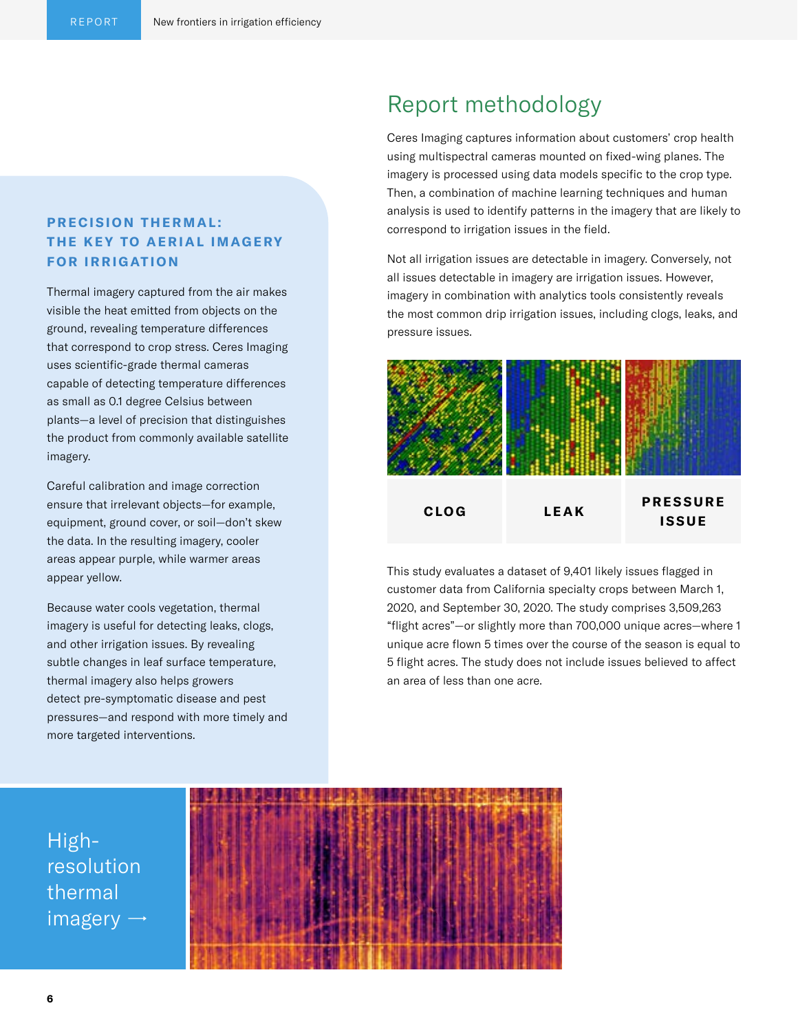## PRECISION THERMAL: THE KEY TO AERIAL IMAGERY FOR IRRIGATION

Thermal imagery captured from the air makes visible the heat emitted from objects on the ground, revealing temperature differences that correspond to crop stress. Ceres Imaging uses scientific-grade thermal cameras capable of detecting temperature differences as small as 0.1 degree Celsius between plants—a level of precision that distinguishes the product from commonly available satellite imagery.

Careful calibration and image correction ensure that irrelevant objects—for example, equipment, ground cover, or soil—don't skew the data. In the resulting imagery, cooler areas appear purple, while warmer areas appear yellow.

Because water cools vegetation, thermal imagery is useful for detecting leaks, clogs, and other irrigation issues. By revealing subtle changes in leaf surface temperature, thermal imagery also helps growers detect pre-symptomatic disease and pest pressures—and respond with more timely and more targeted interventions.

High-resolution thermal imagery →

# Report methodology

Ceres Imaging captures information about customers' crop health using multispectral cameras mounted on fixed-wing planes. The imagery is processed using data models specific to the crop type. Then, a combination of machine learning techniques and human analysis is used to identify patterns in the imagery that are likely to correspond to irrigation issues in the field.

Not all irrigation issues are detectable in imagery. Conversely, not all issues detectable in imagery are irrigation issues. However, imagery in combination with analytics tools consistently reveals the most common drip irrigation issues, including clogs, leaks, and pressure issues.

CLOG | LEAK | PRESSURE ISSUE

This study evaluates a dataset of 9,401 likely issues flagged in customer data from California specialty crops between March 1, 2020, and September 30, 2020. The study comprises 3,509,263 "flight acres"—or slightly more than 700,000 unique acres—where 1 unique acre flown 5 times over the course of the season is equal to 5 flight acres. The study does not include issues believed to affect an area of less than one acre.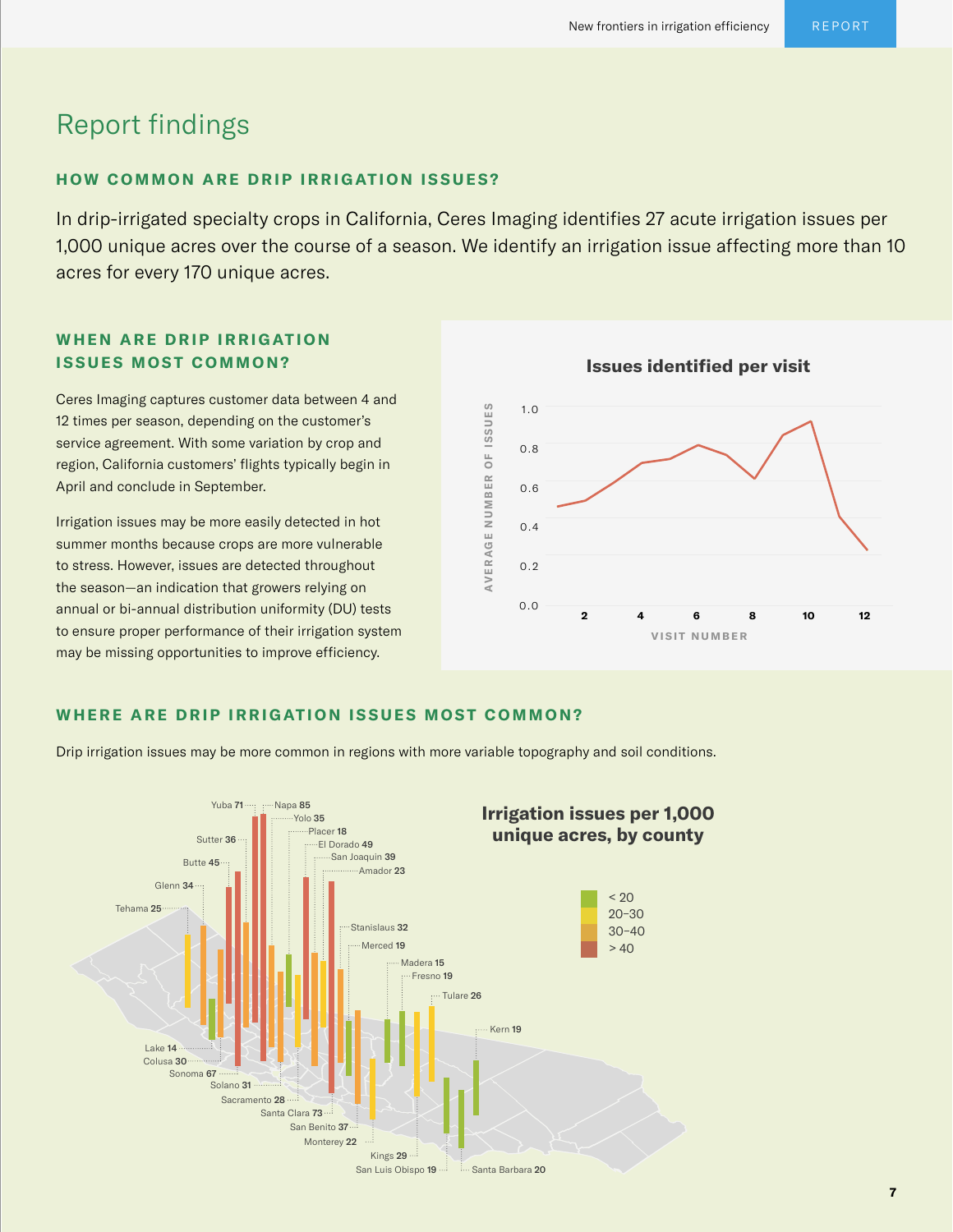## Report findings

### HOW COMMON ARE DRIP IRRIGATION ISSUES?

In drip-irrigated specialty crops in California, Ceres Imaging identifies 27 acute irrigation issues per 1,000 unique acres over the course of a season. We identify an irrigation issue affecting more than 10 acres for every 170 unique acres.

### WHEN ARE DRIP IRRIGATION ISSUES MOST COMMON?

Ceres Imaging captures customer data between 4 and 12 times per season, depending on the customer's service agreement. With some variation by crop and region, California customers' flights typically begin in April and conclude in September.

Irrigation issues may be more easily detected in hot summer months because crops are more vulnerable to stress. However, issues are detected throughout the season—an indication that growers relying on annual or bi-annual distribution uniformity (DU) tests to ensure proper performance of their irrigation system may be missing opportunities to improve efficiency.

**Issues identified per visit**

AVERAGE NUMBER OF ISSUES (0.0–1.0) by VISIT NUMBER (2–12)

### WHERE ARE DRIP IRRIGATION ISSUES MOST COMMON?

Drip irrigation issues may be more common in regions with more variable topography and soil conditions.

**Irrigation issues per 1,000 unique acres, by county**

Legend: < 20; 20–30; 30–40; > 40

| County | Issues per 1,000 unique acres |
|---|---|
| Yuba | 71 |
| Napa | 85 |
| Yolo | 35 |
| Sutter | 36 |
| Placer | 18 |
| El Dorado | 49 |
| Butte | 45 |
| San Joaquin | 39 |
| Amador | 23 |
| Glenn | 34 |
| Tehama | 25 |
| Stanislaus | 32 |
| Merced | 19 |
| Madera | 15 |
| Fresno | 19 |
| Tulare | 26 |
| Kern | 19 |
| Lake | 14 |
| Colusa | 30 |
| Sonoma | 67 |
| Solano | 31 |
| Sacramento | 28 |
| Santa Clara | 73 |
| San Benito | 37 |
| Monterey | 22 |
| Kings | 29 |
| San Luis Obispo | 19 |
| Santa Barbara | 20 |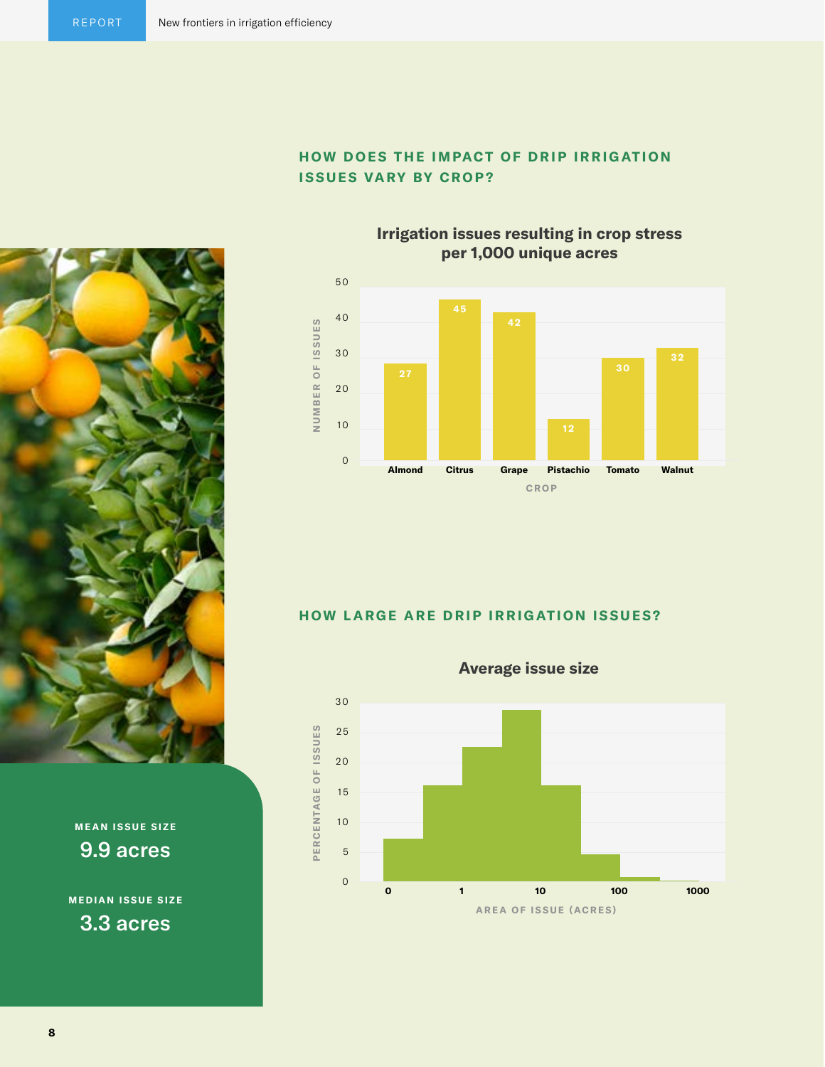## HOW DOES THE IMPACT OF DRIP IRRIGATION ISSUES VARY BY CROP?

**Irrigation issues resulting in crop stress per 1,000 unique acres**

| Crop | Number of issues |
|---|---|
| Almond | 27 |
| Citrus | 45 |
| Grape | 42 |
| Pistachio | 12 |
| Tomato | 30 |
| Walnut | 32 |

## HOW LARGE ARE DRIP IRRIGATION ISSUES?

**Average issue size**

Percentage of issues by area of issue (acres), with axis ticks at 0, 1, 10, 100, 1000.

**MEAN ISSUE SIZE**
9.9 acres

**MEDIAN ISSUE SIZE**
3.3 acres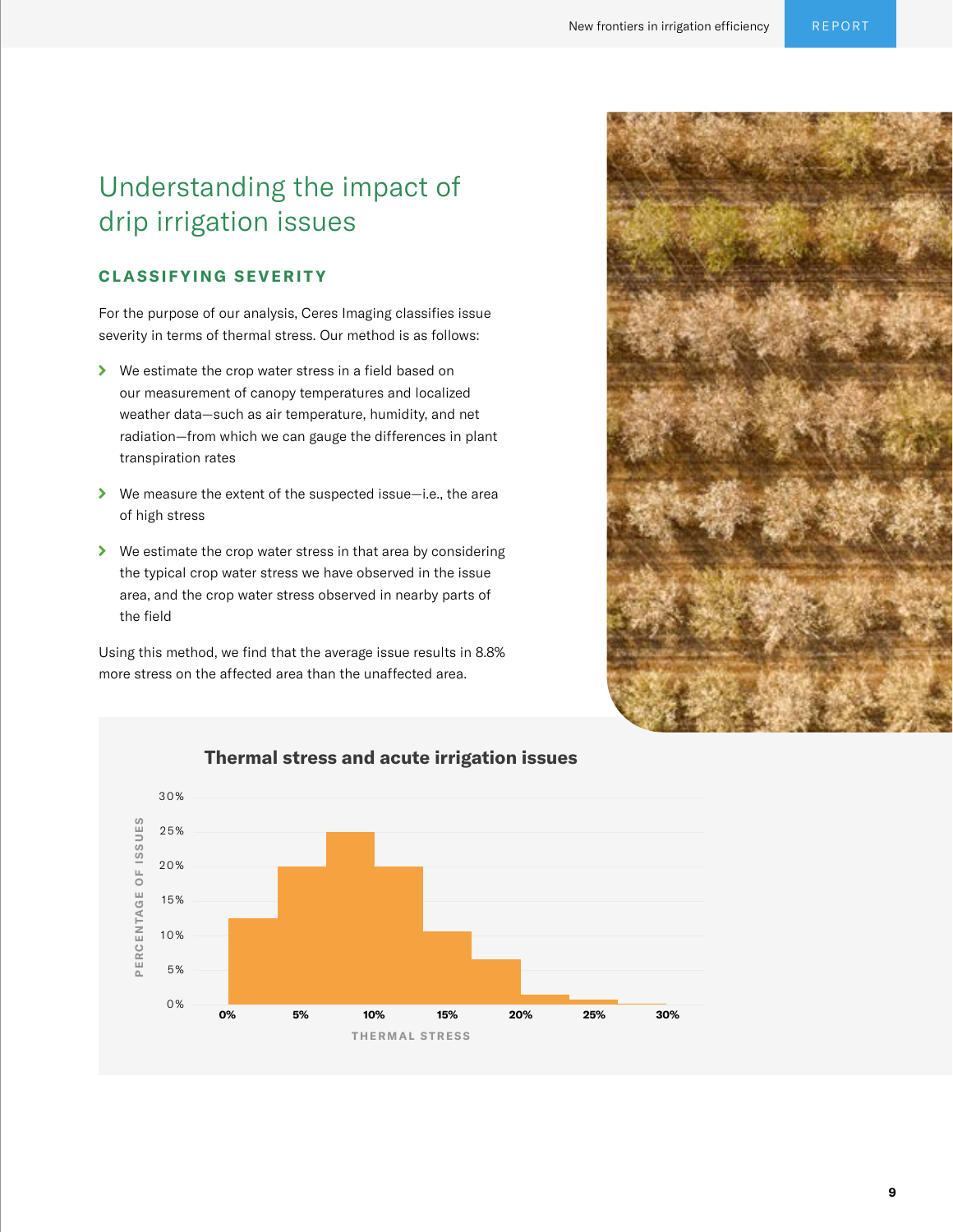# Understanding the impact of drip irrigation issues

## CLASSIFYING SEVERITY

For the purpose of our analysis, Ceres Imaging classifies issue severity in terms of thermal stress. Our method is as follows:

- We estimate the crop water stress in a field based on our measurement of canopy temperatures and localized weather data—such as air temperature, humidity, and net radiation—from which we can gauge the differences in plant transpiration rates
- We measure the extent of the suspected issue—i.e., the area of high stress
- We estimate the crop water stress in that area by considering the typical crop water stress we have observed in the issue area, and the crop water stress observed in nearby parts of the field

Using this method, we find that the average issue results in 8.8% more stress on the affected area than the unaffected area.

**Thermal stress and acute irrigation issues**

PERCENTAGE OF ISSUES: 0%, 5%, 10%, 15%, 20%, 25%, 30%

THERMAL STRESS: 0%, 5%, 10%, 15%, 20%, 25%, 30%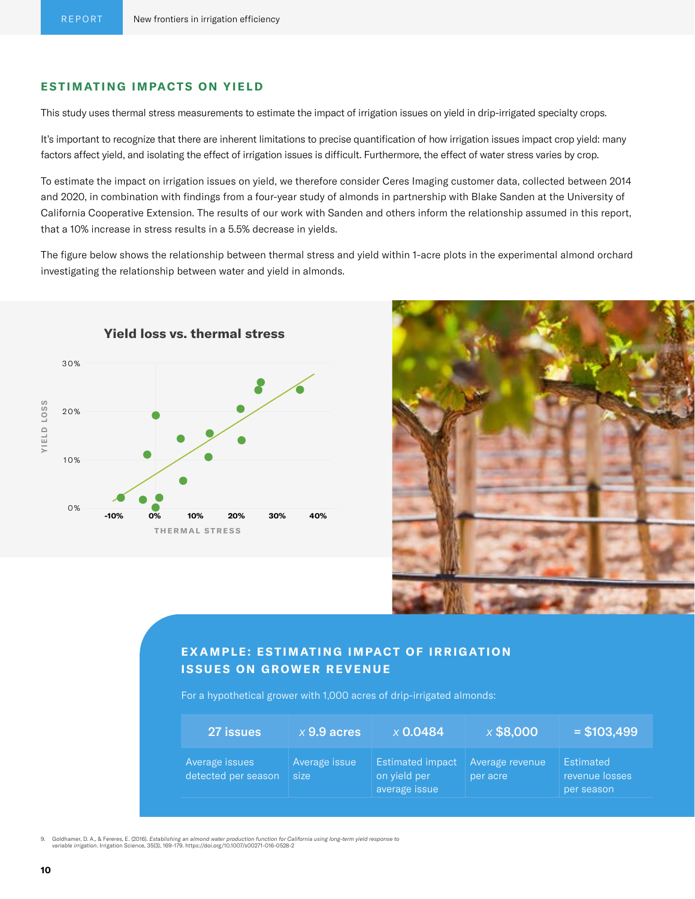## ESTIMATING IMPACTS ON YIELD

This study uses thermal stress measurements to estimate the impact of irrigation issues on yield in drip-irrigated specialty crops.

It's important to recognize that there are inherent limitations to precise quantification of how irrigation issues impact crop yield: many factors affect yield, and isolating the effect of irrigation issues is difficult. Furthermore, the effect of water stress varies by crop.

To estimate the impact on irrigation issues on yield, we therefore consider Ceres Imaging customer data, collected between 2014 and 2020, in combination with findings from a four-year study of almonds in partnership with Blake Sanden at the University of California Cooperative Extension. The results of our work with Sanden and others inform the relationship assumed in this report, that a 10% increase in stress results in a 5.5% decrease in yields.

The figure below shows the relationship between thermal stress and yield within 1-acre plots in the experimental almond orchard investigating the relationship between water and yield in almonds.

**Yield loss vs. thermal stress**

### EXAMPLE: ESTIMATING IMPACT OF IRRIGATION ISSUES ON GROWER REVENUE

For a hypothetical grower with 1,000 acres of drip-irrigated almonds:

| 27 issues | x 9.9 acres | x 0.0484 | x $8,000 | = $103,499 |
|---|---|---|---|---|
| Average issues detected per season | Average issue size | Estimated impact on yield per average issue | Average revenue per acre | Estimated revenue losses per season |

9. Goldhamer, D. A., & Fereres, E. (2016). *Establishing an almond water production function for California using long-term yield response to variable irrigation*. Irrigation Science, 35(3), 169-179. https://doi.org/10.1007/s00271-016-0528-2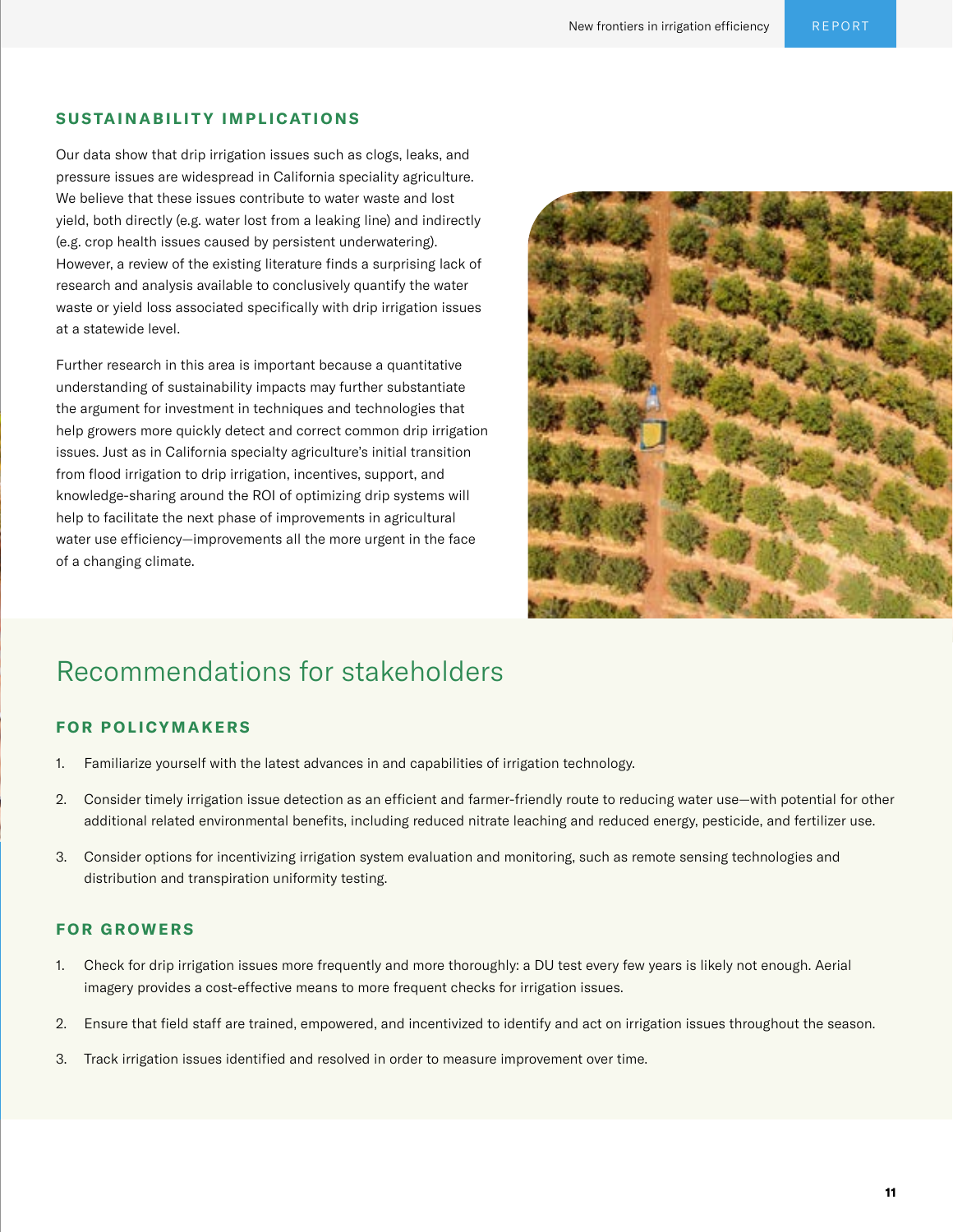## SUSTAINABILITY IMPLICATIONS

Our data show that drip irrigation issues such as clogs, leaks, and pressure issues are widespread in California speciality agriculture. We believe that these issues contribute to water waste and lost yield, both directly (e.g. water lost from a leaking line) and indirectly (e.g. crop health issues caused by persistent underwatering). However, a review of the existing literature finds a surprising lack of research and analysis available to conclusively quantify the water waste or yield loss associated specifically with drip irrigation issues at a statewide level.

Further research in this area is important because a quantitative understanding of sustainability impacts may further substantiate the argument for investment in techniques and technologies that help growers more quickly detect and correct common drip irrigation issues. Just as in California specialty agriculture's initial transition from flood irrigation to drip irrigation, incentives, support, and knowledge-sharing around the ROI of optimizing drip systems will help to facilitate the next phase of improvements in agricultural water use efficiency—improvements all the more urgent in the face of a changing climate.

# Recommendations for stakeholders

### FOR POLICYMAKERS

1. Familiarize yourself with the latest advances in and capabilities of irrigation technology.
2. Consider timely irrigation issue detection as an efficient and farmer-friendly route to reducing water use—with potential for other additional related environmental benefits, including reduced nitrate leaching and reduced energy, pesticide, and fertilizer use.
3. Consider options for incentivizing irrigation system evaluation and monitoring, such as remote sensing technologies and distribution and transpiration uniformity testing.

### FOR GROWERS

1. Check for drip irrigation issues more frequently and more thoroughly: a DU test every few years is likely not enough. Aerial imagery provides a cost-effective means to more frequent checks for irrigation issues.
2. Ensure that field staff are trained, empowered, and incentivized to identify and act on irrigation issues throughout the season.
3. Track irrigation issues identified and resolved in order to measure improvement over time.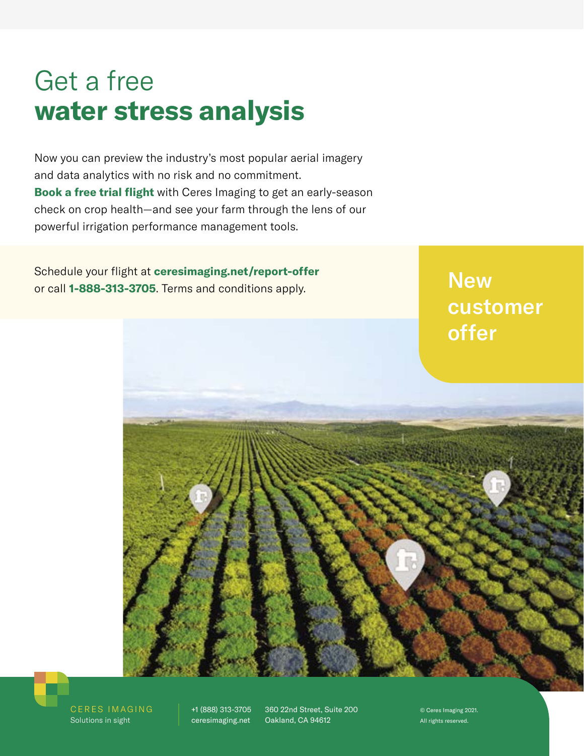# Get a free **water stress analysis**

Now you can preview the industry's most popular aerial imagery and data analytics with no risk and no commitment. **Book a free trial flight** with Ceres Imaging to get an early-season check on crop health—and see your farm through the lens of our powerful irrigation performance management tools.

Schedule your flight at **ceresimaging.net/report-offer** or call **1-888-313-3705**. Terms and conditions apply.

**New customer offer**

CERES IMAGING
Solutions in sight

+1 (888) 313-3705
ceresimaging.net

360 22nd Street, Suite 200
Oakland, CA 94612

© Ceres Imaging 2021.
All rights reserved.